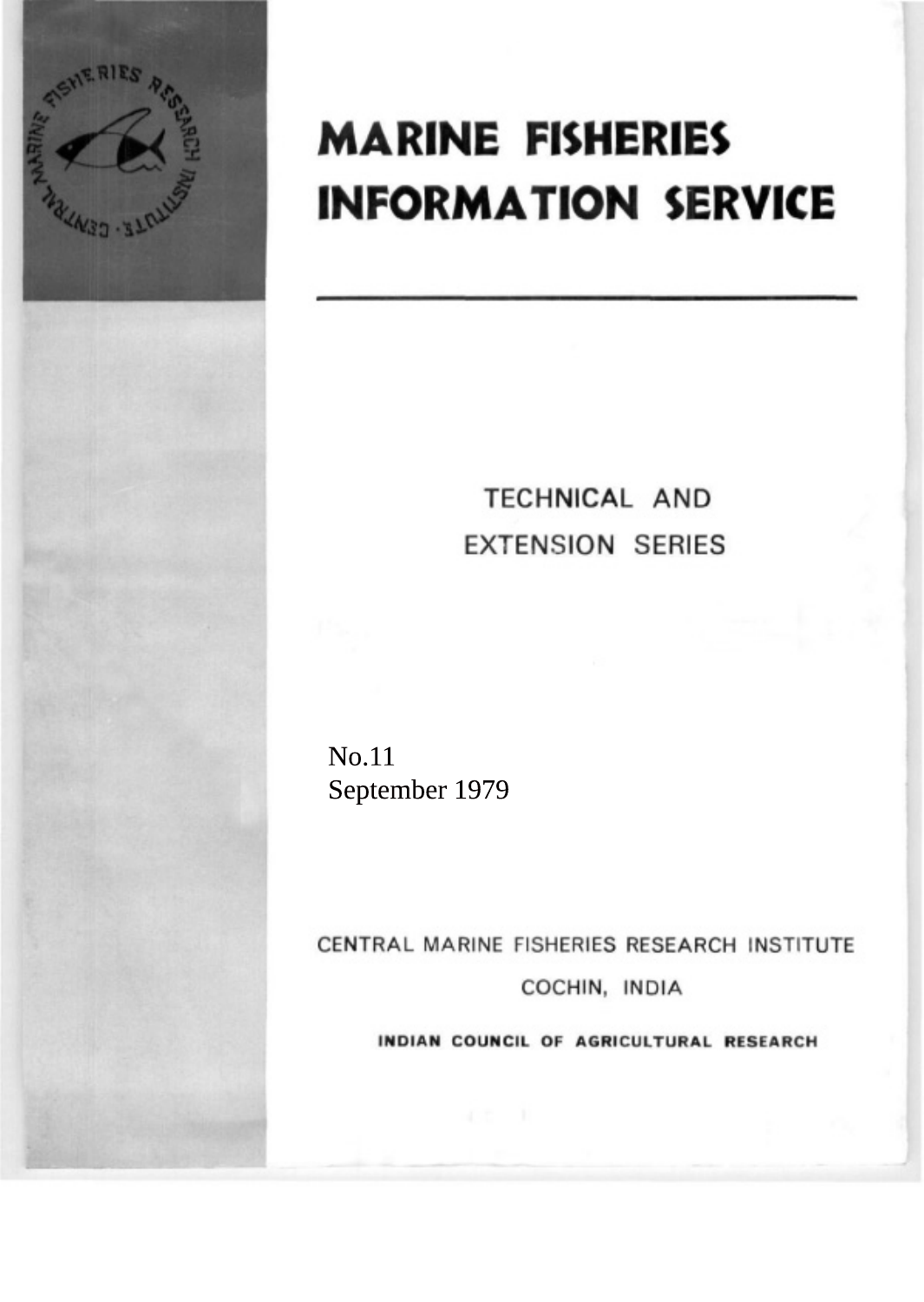# MARINE FISHERIES INFORMATION SERVICE

TECHNICAL AND EXTENSION SERIES

No.11
September 1979

CENTRAL MARINE FISHERIES RESEARCH INSTITUTE

COCHIN, INDIA

**INDIAN COUNCIL OF AGRICULTURAL RESEARCH**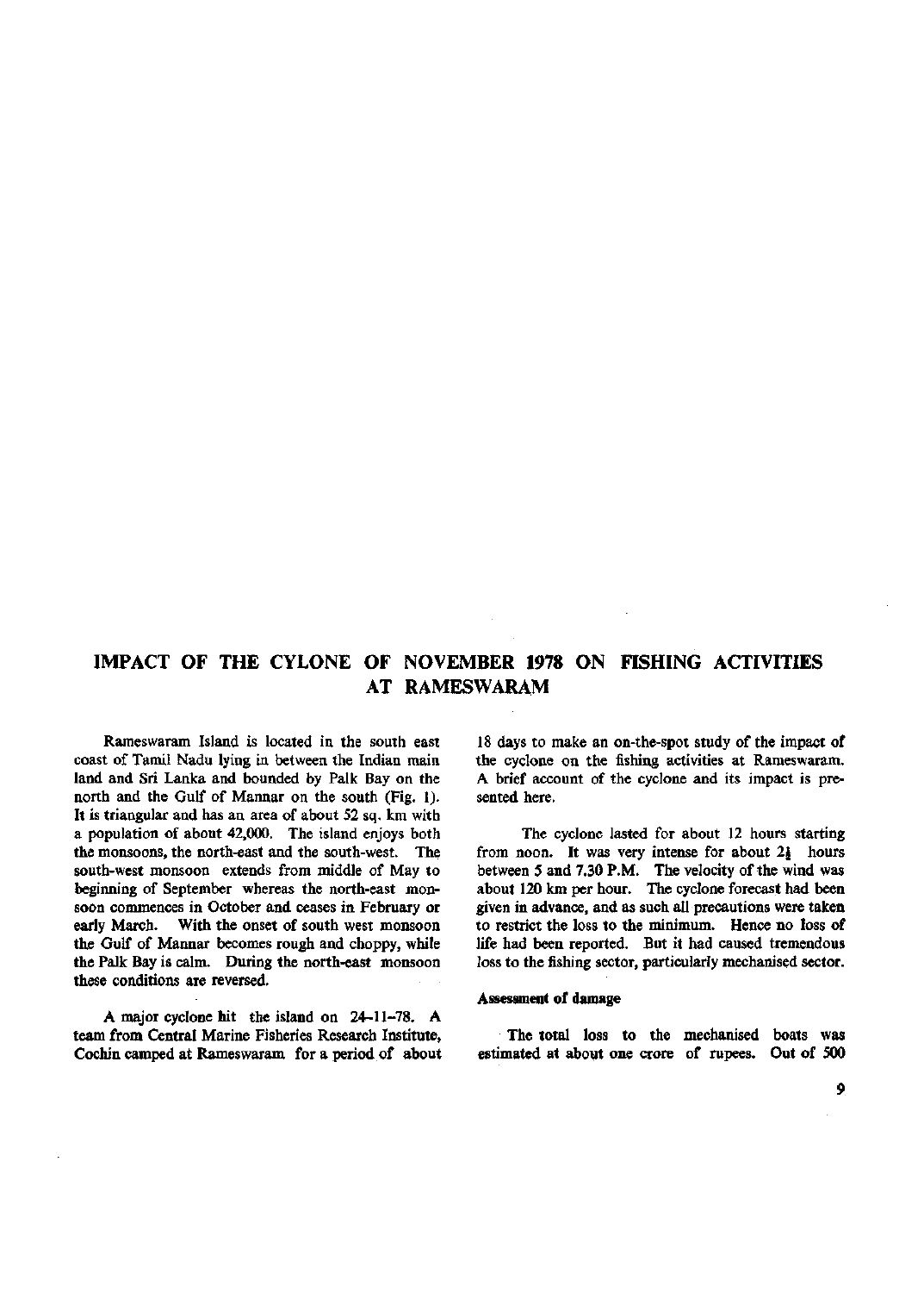# IMPACT OF THE CYLONE OF NOVEMBER 1978 ON FISHING ACTIVITIES AT RAMESWARAM

Rameswaram Island is located in the south east coast of Tamil Nadu lying in between the Indian main land and Sri Lanka and bounded by Palk Bay on the north and the Gulf of Mannar on the south (Fig. 1). It is triangular and has an area of about 52 sq. km with a population of about 42,000. The island enjoys both the monsoons, the north-east and the south-west. The south-west monsoon extends from middle of May to beginning of September whereas the north-east monsoon commences in October and ceases in February or early March. With the onset of south west monsoon the Gulf of Mannar becomes rough and choppy, while the Palk Bay is calm. During the north-east monsoon these conditions are reversed.

A major cyclone hit the island on 24-11-78. A team from Central Marine Fisheries Research Institute, Cochin camped at Rameswaram for a period of about 18 days to make an on-the-spot study of the impact of the cyclone on the fishing activities at Rameswaram. A brief account of the cyclone and its impact is presented here.

The cyclone lasted for about 12 hours starting from noon. It was very intense for about 2½ hours between 5 and 7.30 P.M. The velocity of the wind was about 120 km per hour. The cyclone forecast had been given in advance, and as such all precautions were taken to restrict the loss to the minimum. Hence no loss of life had been reported. But it had caused tremendous loss to the fishing sector, particularly mechanised sector.

### Assessment of damage

The total loss to the mechanised boats was estimated at about one crore of rupees. Out of 500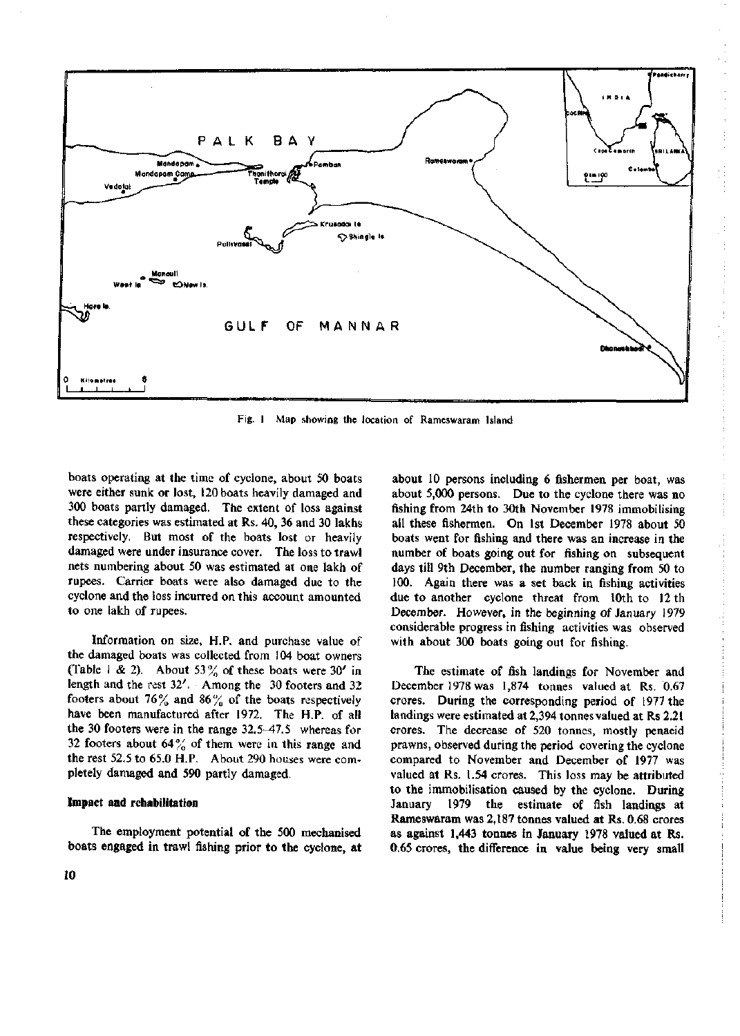Fig. 1 Map showing the location of Rameswaram Island

boats operating at the time of cyclone, about 50 boats were either sunk or lost, 120 boats heavily damaged and 300 boats partly damaged. The extent of loss against these categories was estimated at Rs. 40, 36 and 30 lakhs respectively. But most of the boats lost or heavily damaged were under insurance cover. The loss to trawl nets numbering about 50 was estimated at one lakh of rupees. Carrier boats were also damaged due to the cyclone and the loss incurred on this account amounted to one lakh of rupees.

Information on size, H.P. and purchase value of the damaged boats was collected from 104 boat owners (Table 1 & 2). About 53% of these boats were 30′ in length and the rest 32′. Among the 30 footers and 32 footers about 76% and 86% of the boats respectively have been manufactured after 1972. The H.P. of all the 30 footers were in the range 32.5–47.5 whereas for 32 footers about 64% of them were in this range and the rest 52.5 to 65.0 H.P. About 290 houses were completely damaged and 590 partly damaged.

### Impact and rehabilitation

The employment potential of the 500 mechanised boats engaged in trawl fishing prior to the cyclone, at about 10 persons including 6 fishermen per boat, was about 5,000 persons. Due to the cyclone there was no fishing from 24th to 30th November 1978 immobilising all these fishermen. On 1st December 1978 about 50 boats went for fishing and there was an increase in the number of boats going out for fishing on subsequent days till 9th December, the number ranging from 50 to 100. Again there was a set back in fishing activities due to another cyclone threat from 10th to 12 th December. However, in the beginning of January 1979 considerable progress in fishing activities was observed with about 300 boats going out for fishing.

The estimate of fish landings for November and December 1978 was 1,874 tonnes valued at Rs. 0.67 crores. During the corresponding period of 1977 the landings were estimated at 2,394 tonnes valued at Rs 2.21 crores. The decrease of 520 tonnes, mostly penaeid prawns, observed during the period covering the cyclone compared to November and December of 1977 was valued at Rs. 1.54 crores. This loss may be attributed to the immobilisation caused by the cyclone. During January 1979 the estimate of fish landings at Rameswaram was 2,187 tonnes valued at Rs. 0.68 crores as against 1,443 tonnes in January 1978 valued at Rs. 0.65 crores, the difference in value being very small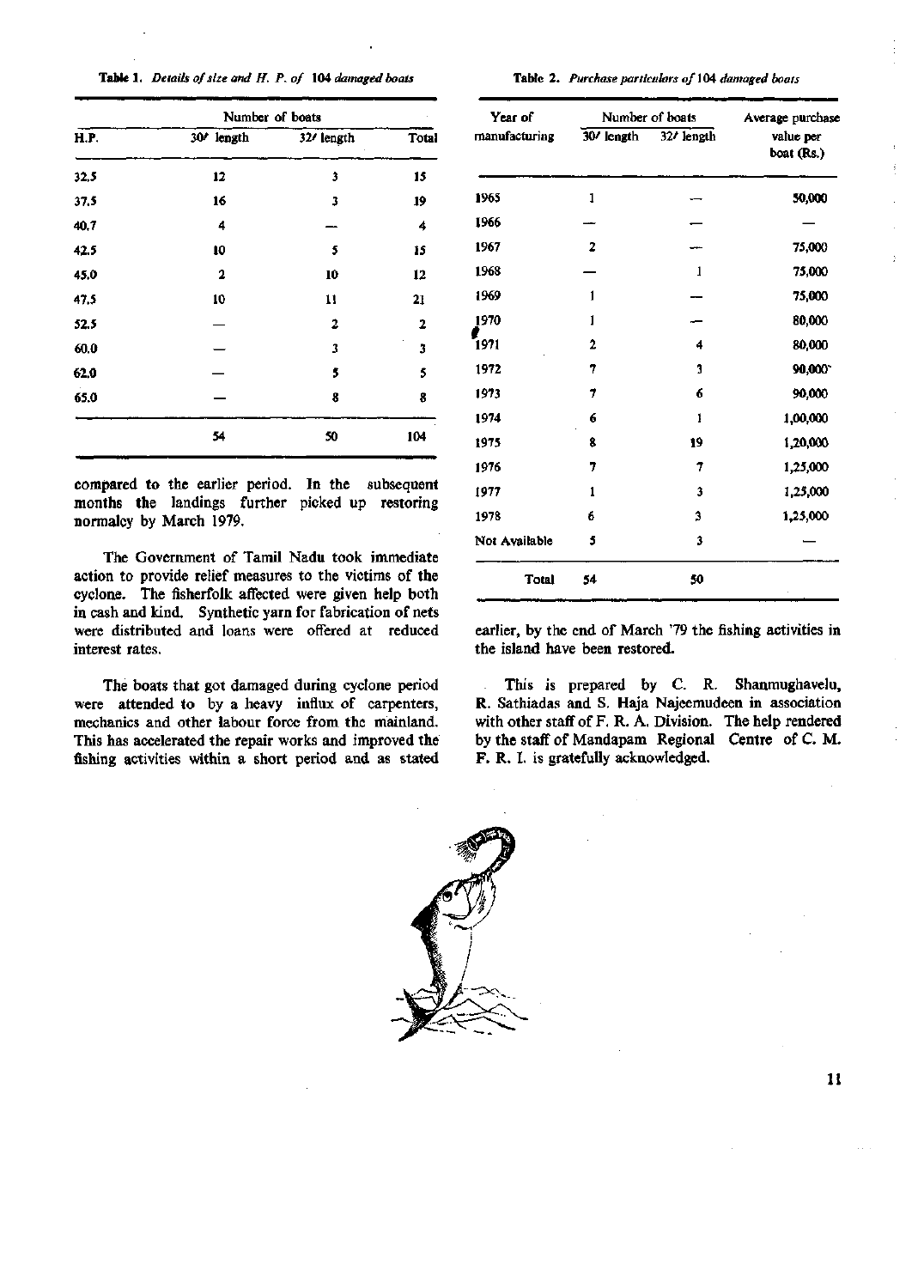**Table 1.** *Details of size and H. P. of 104 damaged boats*

| H.P. | Number of boats | | |
|---|---|---|---|
| | 30′ length | 32′ length | Total |
| 32.5 | 12 | 3 | 15 |
| 37.5 | 16 | 3 | 19 |
| 40.7 | 4 | — | 4 |
| 42.5 | 10 | 5 | 15 |
| 45.0 | 2 | 10 | 12 |
| 47.5 | 10 | 11 | 21 |
| 52.5 | — | 2 | 2 |
| 60.0 | — | 3 | 3 |
| 62.0 | — | 5 | 5 |
| 65.0 | — | 8 | 8 |
| | 54 | 50 | 104 |

compared to the earlier period. In the subsequent months the landings further picked up restoring normalcy by March 1979.

The Government of Tamil Nadu took immediate action to provide relief measures to the victims of the cyclone. The fisherfolk affected were given help both in cash and kind. Synthetic yarn for fabrication of nets were distributed and loans were offered at reduced interest rates.

The boats that got damaged during cyclone period were attended to by a heavy influx of carpenters, mechanics and other labour force from the mainland. This has accelerated the repair works and improved the fishing activities within a short period and as stated earlier, by the end of March '79 the fishing activities in the island have been restored.

**Table 2.** *Purchase particulars of 104 damaged boats*

| Year of manufacturing | Number of boats | | Average purchase value per boat (Rs.) |
|---|---|---|---|
| | 30′ length | 32′ length | |
| 1965 | 1 | — | 50,000 |
| 1966 | — | — | — |
| 1967 | 2 | — | 75,000 |
| 1968 | — | 1 | 75,000 |
| 1969 | 1 | — | 75,000 |
| 1970 | 1 | — | 80,000 |
| 1971 | 2 | 4 | 80,000 |
| 1972 | 7 | 3 | 90,000 |
| 1973 | 7 | 6 | 90,000 |
| 1974 | 6 | 1 | 1,00,000 |
| 1975 | 8 | 19 | 1,20,000 |
| 1976 | 7 | 7 | 1,25,000 |
| 1977 | 1 | 3 | 1,25,000 |
| 1978 | 6 | 3 | 1,25,000 |
| Not Available | 5 | 3 | — |
| Total | 54 | 50 | |

This is prepared by C. R. Shanmughavelu, R. Sathiadas and S. Haja Najeemudeen in association with other staff of F. R. A. Division. The help rendered by the staff of Mandapam Regional Centre of C. M. F. R. I. is gratefully acknowledged.